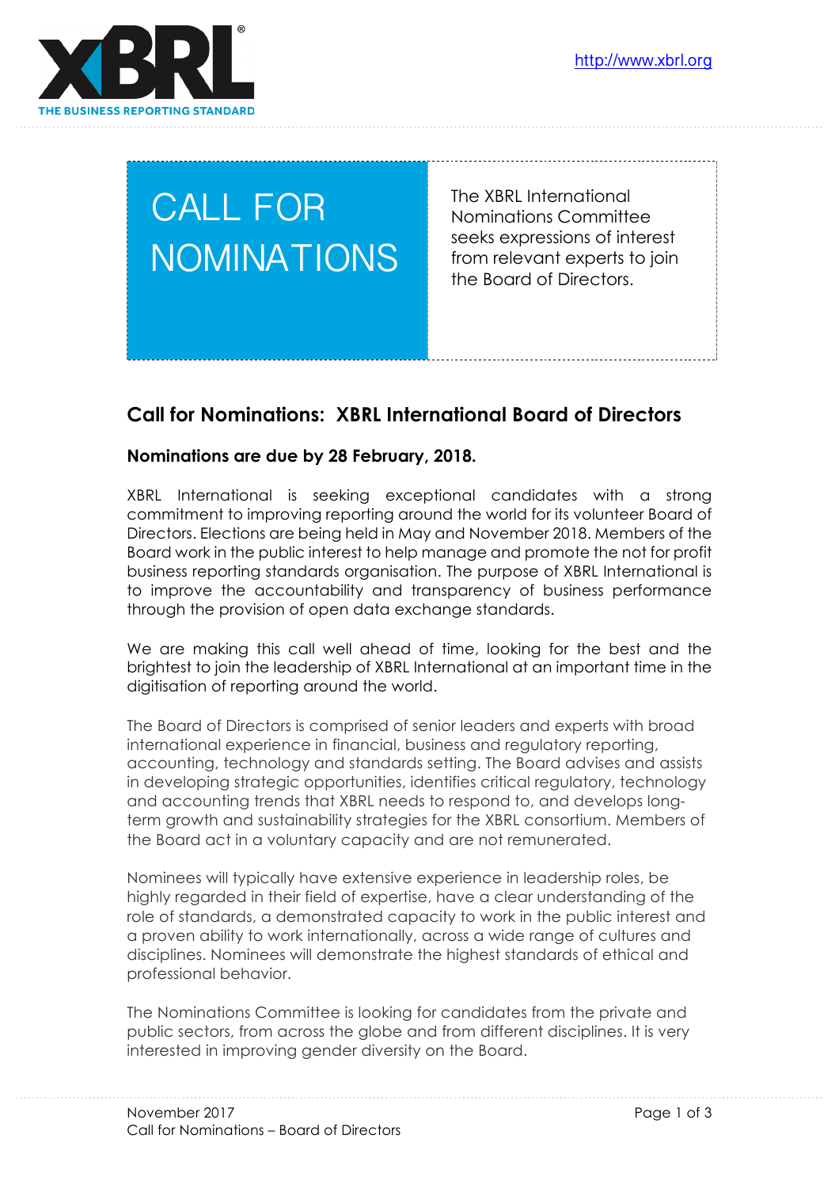http://www.xbrl.org

# CALL FOR NOMINATIONS

The XBRL International Nominations Committee seeks expressions of interest from relevant experts to join the Board of Directors.

## Call for Nominations: XBRL International Board of Directors

**Nominations are due by 28 February, 2018.**

XBRL International is seeking exceptional candidates with a strong commitment to improving reporting around the world for its volunteer Board of Directors. Elections are being held in May and November 2018. Members of the Board work in the public interest to help manage and promote the not for profit business reporting standards organisation. The purpose of XBRL International is to improve the accountability and transparency of business performance through the provision of open data exchange standards.

We are making this call well ahead of time, looking for the best and the brightest to join the leadership of XBRL International at an important time in the digitisation of reporting around the world.

The Board of Directors is comprised of senior leaders and experts with broad international experience in financial, business and regulatory reporting, accounting, technology and standards setting. The Board advises and assists in developing strategic opportunities, identifies critical regulatory, technology and accounting trends that XBRL needs to respond to, and develops long-term growth and sustainability strategies for the XBRL consortium. Members of the Board act in a voluntary capacity and are not remunerated.

Nominees will typically have extensive experience in leadership roles, be highly regarded in their field of expertise, have a clear understanding of the role of standards, a demonstrated capacity to work in the public interest and a proven ability to work internationally, across a wide range of cultures and disciplines. Nominees will demonstrate the highest standards of ethical and professional behavior.

The Nominations Committee is looking for candidates from the private and public sectors, from across the globe and from different disciplines. It is very interested in improving gender diversity on the Board.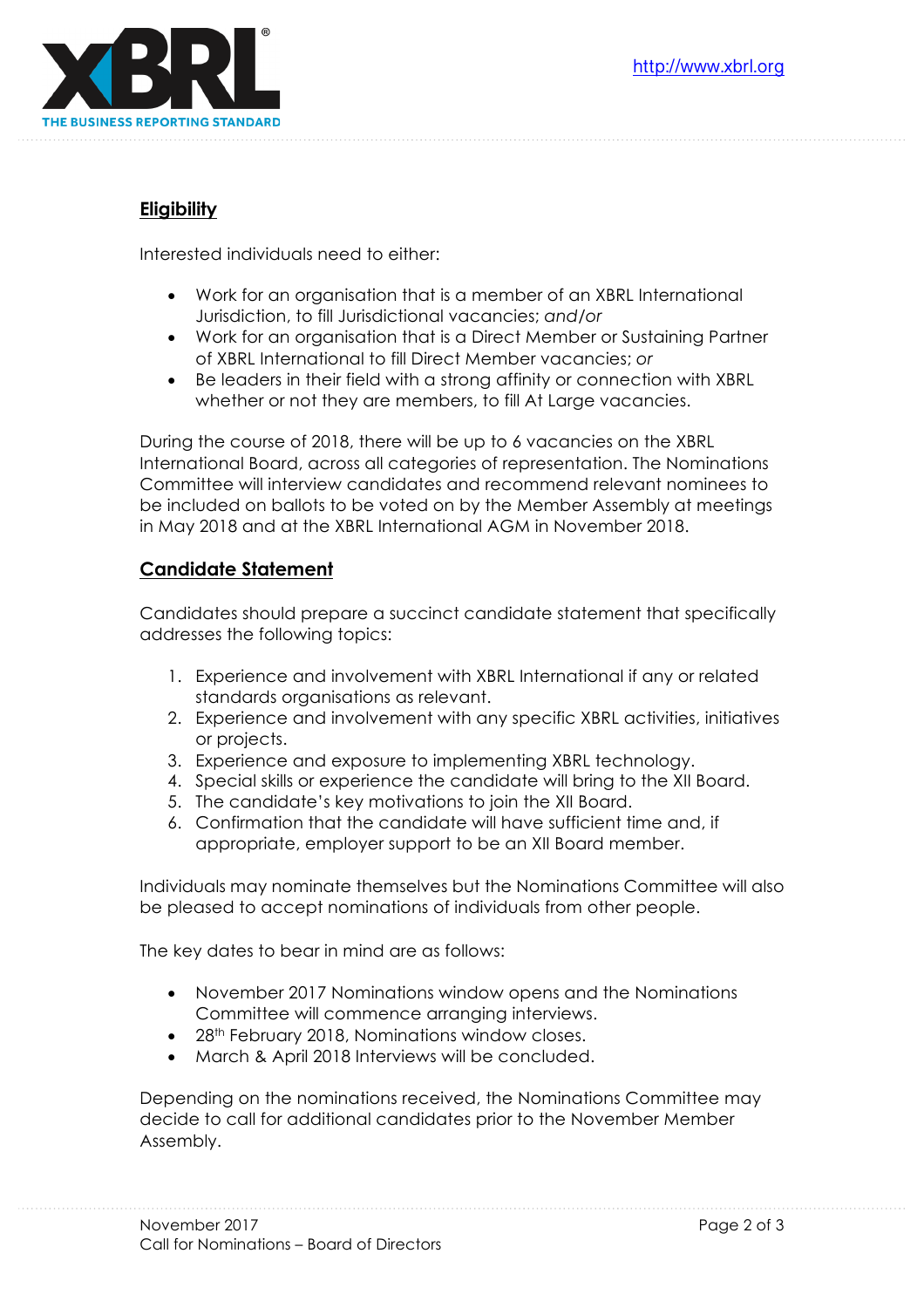## Eligibility

Interested individuals need to either:

- Work for an organisation that is a member of an XBRL International Jurisdiction, to fill Jurisdictional vacancies; *and/or*
- Work for an organisation that is a Direct Member or Sustaining Partner of XBRL International to fill Direct Member vacancies; *or*
- Be leaders in their field with a strong affinity or connection with XBRL whether or not they are members, to fill At Large vacancies.

During the course of 2018, there will be up to 6 vacancies on the XBRL International Board, across all categories of representation. The Nominations Committee will interview candidates and recommend relevant nominees to be included on ballots to be voted on by the Member Assembly at meetings in May 2018 and at the XBRL International AGM in November 2018.

## Candidate Statement

Candidates should prepare a succinct candidate statement that specifically addresses the following topics:

1. Experience and involvement with XBRL International if any or related standards organisations as relevant.
2. Experience and involvement with any specific XBRL activities, initiatives or projects.
3. Experience and exposure to implementing XBRL technology.
4. Special skills or experience the candidate will bring to the XII Board.
5. The candidate's key motivations to join the XII Board.
6. Confirmation that the candidate will have sufficient time and, if appropriate, employer support to be an XII Board member.

Individuals may nominate themselves but the Nominations Committee will also be pleased to accept nominations of individuals from other people.

The key dates to bear in mind are as follows:

- November 2017 Nominations window opens and the Nominations Committee will commence arranging interviews.
- 28th February 2018, Nominations window closes.
- March & April 2018 Interviews will be concluded.

Depending on the nominations received, the Nominations Committee may decide to call for additional candidates prior to the November Member Assembly.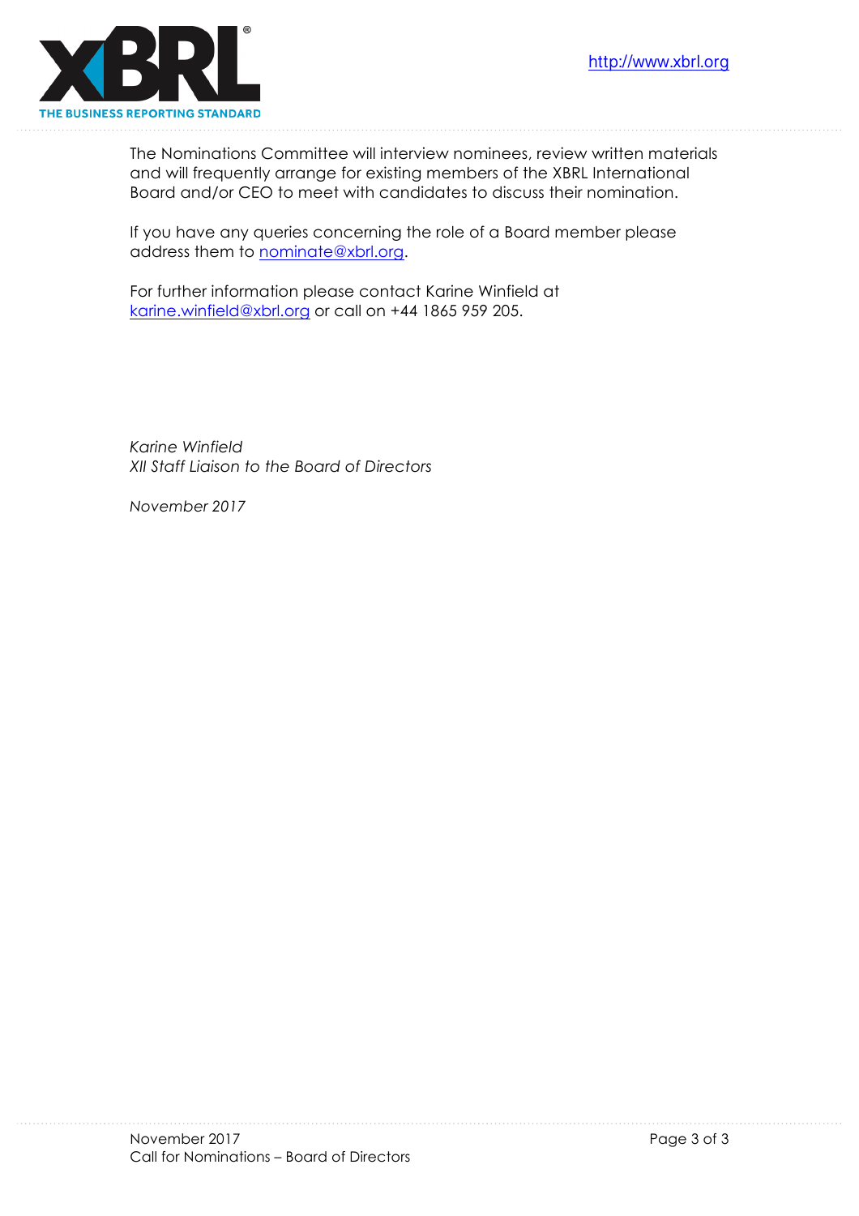The Nominations Committee will interview nominees, review written materials and will frequently arrange for existing members of the XBRL International Board and/or CEO to meet with candidates to discuss their nomination.

If you have any queries concerning the role of a Board member please address them to nominate@xbrl.org.

For further information please contact Karine Winfield at karine.winfield@xbrl.org or call on +44 1865 959 205.

*Karine Winfield*
*XII Staff Liaison to the Board of Directors*

*November 2017*